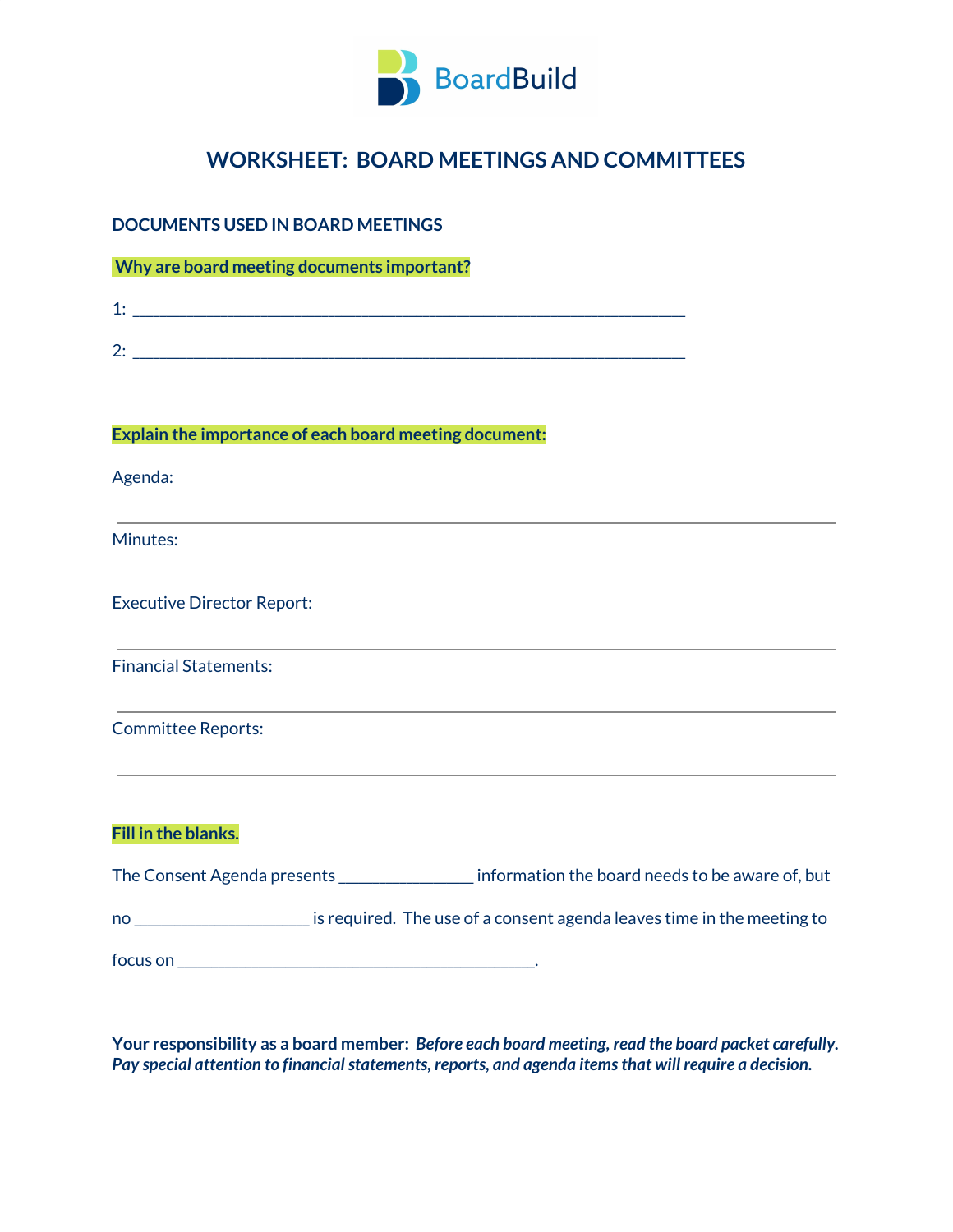BoardBuild

# WORKSHEET: BOARD MEETINGS AND COMMITTEES

### DOCUMENTS USED IN BOARD MEETINGS

**Why are board meeting documents important?**

1: ___________________________________________________________________

2: ___________________________________________________________________

**Explain the importance of each board meeting document:**

Agenda:

_____________________________________________________________________________

Minutes:

_____________________________________________________________________________

Executive Director Report:

_____________________________________________________________________________

Financial Statements:

_____________________________________________________________________________

Committee Reports:

_____________________________________________________________________________

**Fill in the blanks.**

The Consent Agenda presents ________________ information the board needs to be aware of, but no _____________________ is required. The use of a consent agenda leaves time in the meeting to focus on ___________________________________________.

**Your responsibility as a board member:** ***Before each board meeting, read the board packet carefully. Pay special attention to financial statements, reports, and agenda items that will require a decision.***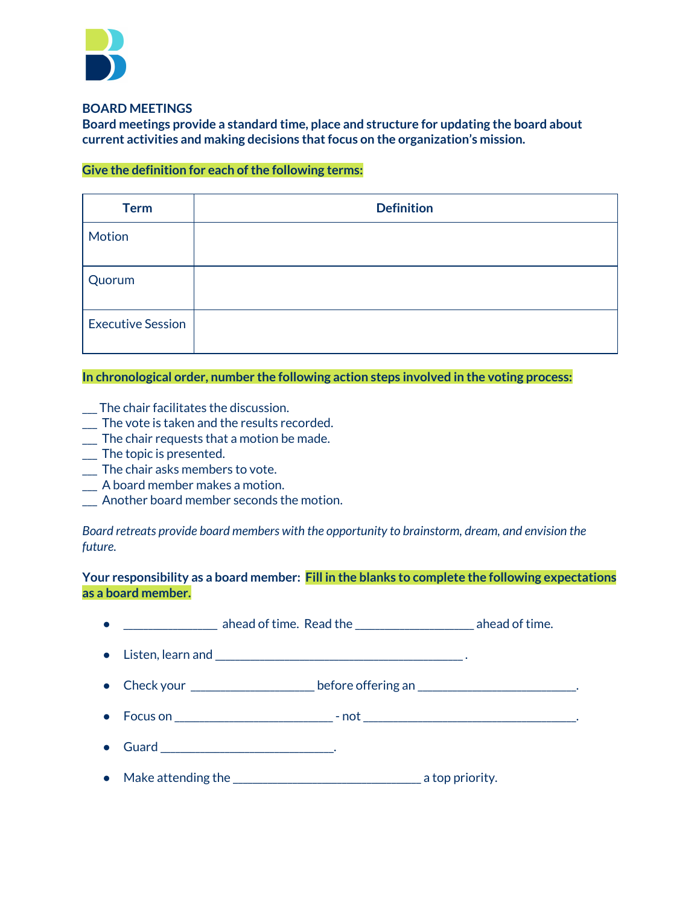**BOARD MEETINGS**

**Board meetings provide a standard time, place and structure for updating the board about current activities and making decisions that focus on the organization's mission.**

**Give the definition for each of the following terms:**

| Term | Definition |
|---|---|
| Motion | |
| Quorum | |
| Executive Session | |

**In chronological order, number the following action steps involved in the voting process:**

___ The chair facilitates the discussion.
___ The vote is taken and the results recorded.
___ The chair requests that a motion be made.
___ The topic is presented.
___ The chair asks members to vote.
___ A board member makes a motion.
___ Another board member seconds the motion.

*Board retreats provide board members with the opportunity to brainstorm, dream, and envision the future.*

**Your responsibility as a board member: Fill in the blanks to complete the following expectations as a board member.**

- ______________ ahead of time. Read the __________________ ahead of time.
- Listen, learn and ______________________________________ .
- Check your ___________________ before offering an ________________________.
- Focus on ________________________ - not ________________________________.
- Guard ___________________________.
- Make attending the _____________________________ a top priority.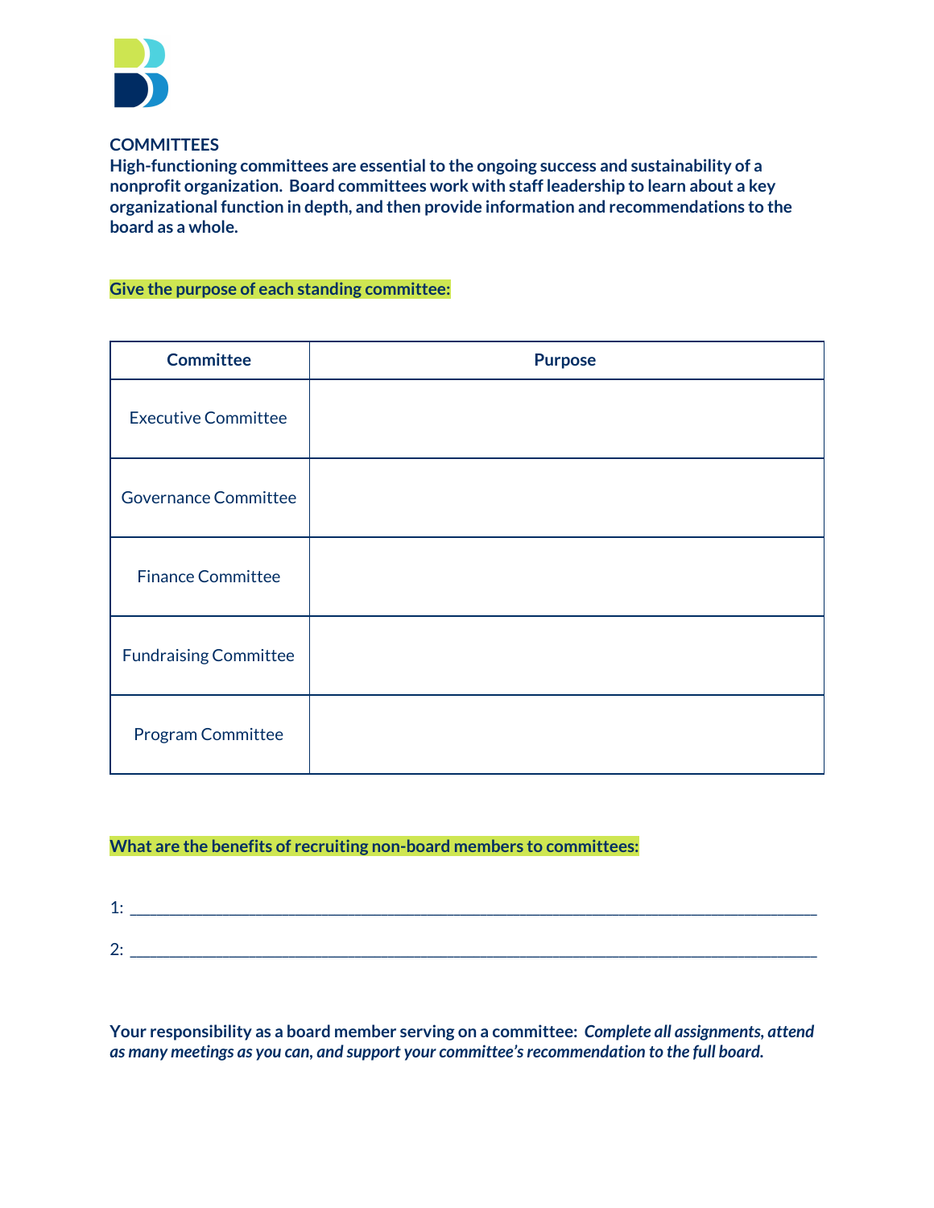## COMMITTEES

**High-functioning committees are essential to the ongoing success and sustainability of a nonprofit organization. Board committees work with staff leadership to learn about a key organizational function in depth, and then provide information and recommendations to the board as a whole.**

**Give the purpose of each standing committee:**

| Committee | Purpose |
|---|---|
| Executive Committee | |
| Governance Committee | |
| Finance Committee | |
| Fundraising Committee | |
| Program Committee | |

**What are the benefits of recruiting non-board members to committees:**

1: ______________________________________________________________________________

2: ______________________________________________________________________________

**Your responsibility as a board member serving on a committee:** ***Complete all assignments, attend as many meetings as you can, and support your committee's recommendation to the full board.***